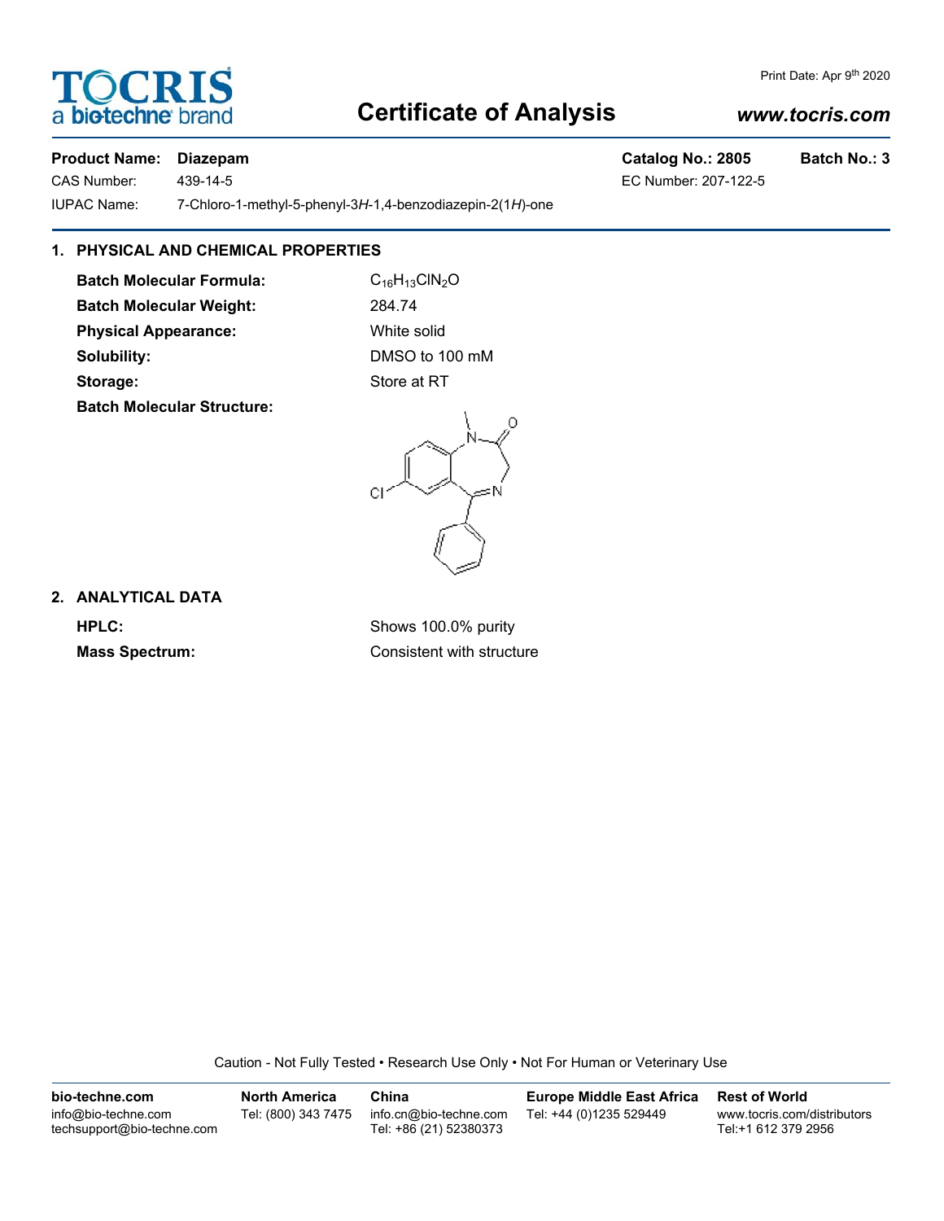# Certificate of Analysis

TOCRIS a biotechne brand

Print Date: Apr 9th 2020

*www.tocris.com*

**Product Name: Diazepam** | **Catalog No.: 2805** | **Batch No.: 3**

CAS Number: 439-14-5 | EC Number: 207-122-5

IUPAC Name: 7-Chloro-1-methyl-5-phenyl-3*H*-1,4-benzodiazepin-2(1*H*)-one

## 1. PHYSICAL AND CHEMICAL PROPERTIES

**Batch Molecular Formula:** $C_{16}H_{13}ClN_2O$

**Batch Molecular Weight:** 284.74

**Physical Appearance:** White solid

**Solubility:** DMSO to 100 mM

**Storage:** Store at RT

**Batch Molecular Structure:**

## 2. ANALYTICAL DATA

**HPLC:** Shows 100.0% purity

**Mass Spectrum:** Consistent with structure

Caution - Not Fully Tested • Research Use Only • Not For Human or Veterinary Use

| bio-techne.com | North America | China | Europe Middle East Africa | Rest of World |
|---|---|---|---|---|
| info@bio-techne.com | Tel: (800) 343 7475 | info.cn@bio-techne.com | Tel: +44 (0)1235 529449 | www.tocris.com/distributors |
| techsupport@bio-techne.com | | Tel: +86 (21) 52380373 | | Tel:+1 612 379 2956 |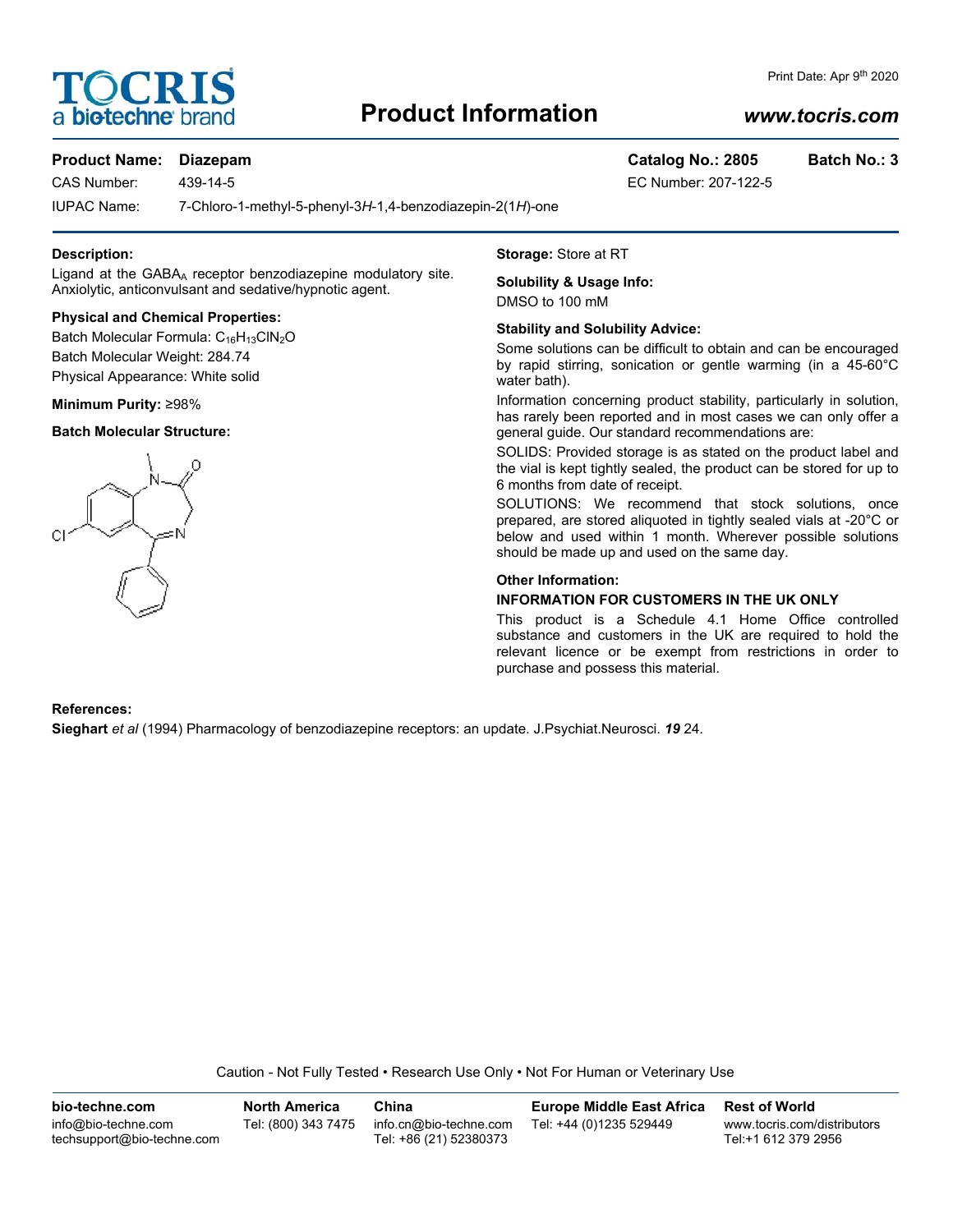# Product Information

Print Date: Apr 9th 2020

TOCRIS a biotechne brand

www.tocris.com

**Product Name: Diazepam** | **Catalog No.: 2805** | **Batch No.: 3**

CAS Number: 439-14-5

EC Number: 207-122-5

IUPAC Name: 7-Chloro-1-methyl-5-phenyl-3*H*-1,4-benzodiazepin-2(1*H*)-one

### Description:

Ligand at the $GABA_A$ receptor benzodiazepine modulatory site. Anxiolytic, anticonvulsant and sedative/hypnotic agent.

### Physical and Chemical Properties:

Batch Molecular Formula: $C_{16}H_{13}ClN_2O$

Batch Molecular Weight: 284.74

Physical Appearance: White solid

**Minimum Purity:** ≥98%

### Batch Molecular Structure:

**Storage:** Store at RT

### Solubility & Usage Info:

DMSO to 100 mM

### Stability and Solubility Advice:

Some solutions can be difficult to obtain and can be encouraged by rapid stirring, sonication or gentle warming (in a 45-60°C water bath).

Information concerning product stability, particularly in solution, has rarely been reported and in most cases we can only offer a general guide. Our standard recommendations are:

SOLIDS: Provided storage is as stated on the product label and the vial is kept tightly sealed, the product can be stored for up to 6 months from date of receipt.

SOLUTIONS: We recommend that stock solutions, once prepared, are stored aliquoted in tightly sealed vials at -20°C or below and used within 1 month. Wherever possible solutions should be made up and used on the same day.

### Other Information:

**INFORMATION FOR CUSTOMERS IN THE UK ONLY**

This product is a Schedule 4.1 Home Office controlled substance and customers in the UK are required to hold the relevant licence or be exempt from restrictions in order to purchase and possess this material.

### References:

**Sieghart** *et al* (1994) Pharmacology of benzodiazepine receptors: an update. J.Psychiat.Neurosci. ***19*** 24.

Caution - Not Fully Tested • Research Use Only • Not For Human or Veterinary Use

**bio-techne.com**
info@bio-techne.com
techsupport@bio-techne.com

**North America**
Tel: (800) 343 7475

**China**
info.cn@bio-techne.com
Tel: +86 (21) 52380373

**Europe Middle East Africa**
Tel: +44 (0)1235 529449

**Rest of World**
www.tocris.com/distributors
Tel:+1 612 379 2956